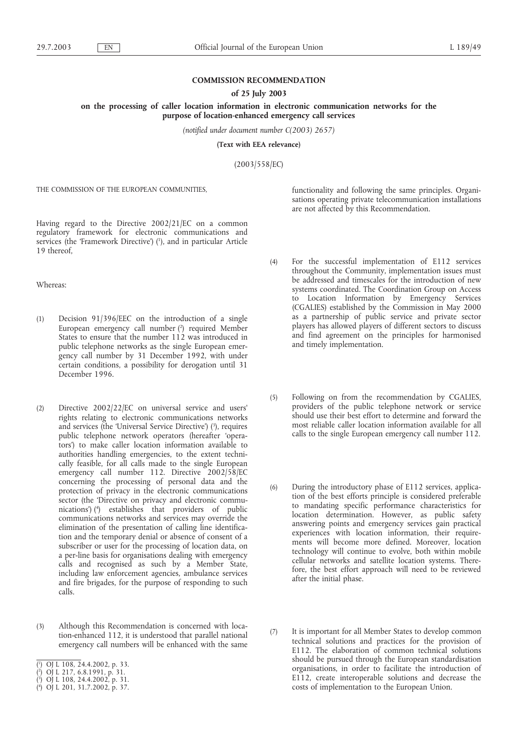# COMMISSION RECOMMENDATION

## of 25 July 2003

## on the processing of caller location information in electronic communication networks for the purpose of location-enhanced emergency call services

*(notified under document number C(2003) 2657)*

**(Text with EEA relevance)**

(2003/558/EC)

THE COMMISSION OF THE EUROPEAN COMMUNITIES,

Having regard to the Directive 2002/21/EC on a common regulatory framework for electronic communications and services (the 'Framework Directive') [1], and in particular Article 19 thereof,

Whereas:

(1) Decision 91/396/EEC on the introduction of a single European emergency call number [2] required Member States to ensure that the number 112 was introduced in public telephone networks as the single European emergency call number by 31 December 1992, with under certain conditions, a possibility for derogation until 31 December 1996.

(2) Directive 2002/22/EC on universal service and users' rights relating to electronic communications networks and services (the 'Universal Service Directive') [3], requires public telephone network operators (hereafter 'operators') to make caller location information available to authorities handling emergencies, to the extent technically feasible, for all calls made to the single European emergency call number 112. Directive 2002/58/EC concerning the processing of personal data and the protection of privacy in the electronic communications sector (the 'Directive on privacy and electronic communications') [4] establishes that providers of public communications networks and services may override the elimination of the presentation of calling line identification and the temporary denial or absence of consent of a subscriber or user for the processing of location data, on a per-line basis for organisations dealing with emergency calls and recognised as such by a Member State, including law enforcement agencies, ambulance services and fire brigades, for the purpose of responding to such calls.

(3) Although this Recommendation is concerned with location-enhanced 112, it is understood that parallel national emergency call numbers will be enhanced with the same functionality and following the same principles. Organisations operating private telecommunication installations are not affected by this Recommendation.

(4) For the successful implementation of E112 services throughout the Community, implementation issues must be addressed and timescales for the introduction of new systems coordinated. The Coordination Group on Access to Location Information by Emergency Services (CGALIES) established by the Commission in May 2000 as a partnership of public service and private sector players has allowed players of different sectors to discuss and find agreement on the principles for harmonised and timely implementation.

(5) Following on from the recommendation by CGALIES, providers of the public telephone network or service should use their best effort to determine and forward the most reliable caller location information available for all calls to the single European emergency call number 112.

(6) During the introductory phase of E112 services, application of the best efforts principle is considered preferable to mandating specific performance characteristics for location determination. However, as public safety answering points and emergency services gain practical experiences with location information, their requirements will become more defined. Moreover, location technology will continue to evolve, both within mobile cellular networks and satellite location systems. Therefore, the best effort approach will need to be reviewed after the initial phase.

(7) It is important for all Member States to develop common technical solutions and practices for the provision of E112. The elaboration of common technical solutions should be pursued through the European standardisation organisations, in order to facilitate the introduction of E112, create interoperable solutions and decrease the costs of implementation to the European Union.

---

[1] OJ L 108, 24.4.2002, p. 33.

[2] OJ L 217, 6.8.1991, p. 31.

[3] OJ L 108, 24.4.2002, p. 31.

[4] OJ L 201, 31.7.2002, p. 37.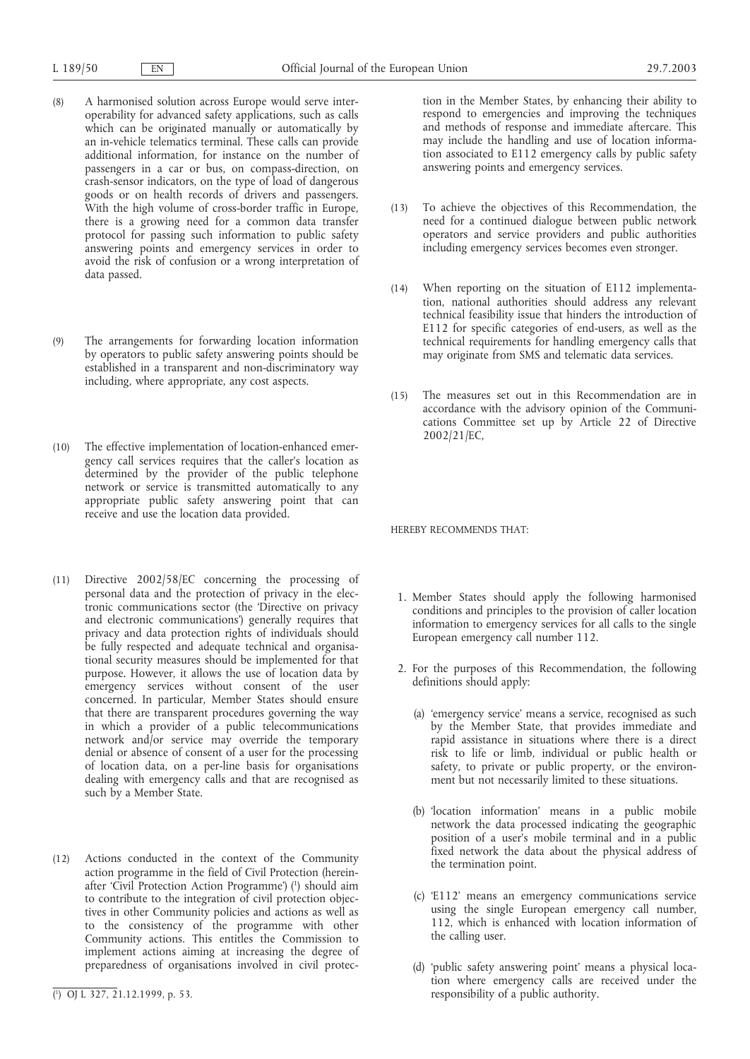(8) A harmonised solution across Europe would serve interoperability for advanced safety applications, such as calls which can be originated manually or automatically by an in-vehicle telematics terminal. These calls can provide additional information, for instance on the number of passengers in a car or bus, on compass-direction, on crash-sensor indicators, on the type of load of dangerous goods or on health records of drivers and passengers. With the high volume of cross-border traffic in Europe, there is a growing need for a common data transfer protocol for passing such information to public safety answering points and emergency services in order to avoid the risk of confusion or a wrong interpretation of data passed.

(9) The arrangements for forwarding location information by operators to public safety answering points should be established in a transparent and non-discriminatory way including, where appropriate, any cost aspects.

(10) The effective implementation of location-enhanced emergency call services requires that the caller's location as determined by the provider of the public telephone network or service is transmitted automatically to any appropriate public safety answering point that can receive and use the location data provided.

(11) Directive 2002/58/EC concerning the processing of personal data and the protection of privacy in the electronic communications sector (the 'Directive on privacy and electronic communications') generally requires that privacy and data protection rights of individuals should be fully respected and adequate technical and organisational security measures should be implemented for that purpose. However, it allows the use of location data by emergency services without consent of the user concerned. In particular, Member States should ensure that there are transparent procedures governing the way in which a provider of a public telecommunications network and/or service may override the temporary denial or absence of consent of a user for the processing of location data, on a per-line basis for organisations dealing with emergency calls and that are recognised as such by a Member State.

(12) Actions conducted in the context of the Community action programme in the field of Civil Protection (hereinafter 'Civil Protection Action Programme') [1] should aim to contribute to the integration of civil protection objectives in other Community policies and actions as well as to the consistency of the programme with other Community actions. This entitles the Commission to implement actions aiming at increasing the degree of preparedness of organisations involved in civil protection in the Member States, by enhancing their ability to respond to emergencies and improving the techniques and methods of response and immediate aftercare. This may include the handling and use of location information associated to E112 emergency calls by public safety answering points and emergency services.

(13) To achieve the objectives of this Recommendation, the need for a continued dialogue between public network operators and service providers and public authorities including emergency services becomes even stronger.

(14) When reporting on the situation of E112 implementation, national authorities should address any relevant technical feasibility issue that hinders the introduction of E112 for specific categories of end-users, as well as the technical requirements for handling emergency calls that may originate from SMS and telematic data services.

(15) The measures set out in this Recommendation are in accordance with the advisory opinion of the Communications Committee set up by Article 22 of Directive 2002/21/EC,

HEREBY RECOMMENDS THAT:

1. Member States should apply the following harmonised conditions and principles to the provision of caller location information to emergency services for all calls to the single European emergency call number 112.

2. For the purposes of this Recommendation, the following definitions should apply:

   (a) 'emergency service' means a service, recognised as such by the Member State, that provides immediate and rapid assistance in situations where there is a direct risk to life or limb, individual or public health or safety, to private or public property, or the environment but not necessarily limited to these situations.

   (b) 'location information' means in a public mobile network the data processed indicating the geographic position of a user's mobile terminal and in a public fixed network the data about the physical address of the termination point.

   (c) 'E112' means an emergency communications service using the single European emergency call number, 112, which is enhanced with location information of the calling user.

   (d) 'public safety answering point' means a physical location where emergency calls are received under the responsibility of a public authority.

---

[1] OJ L 327, 21.12.1999, p. 53.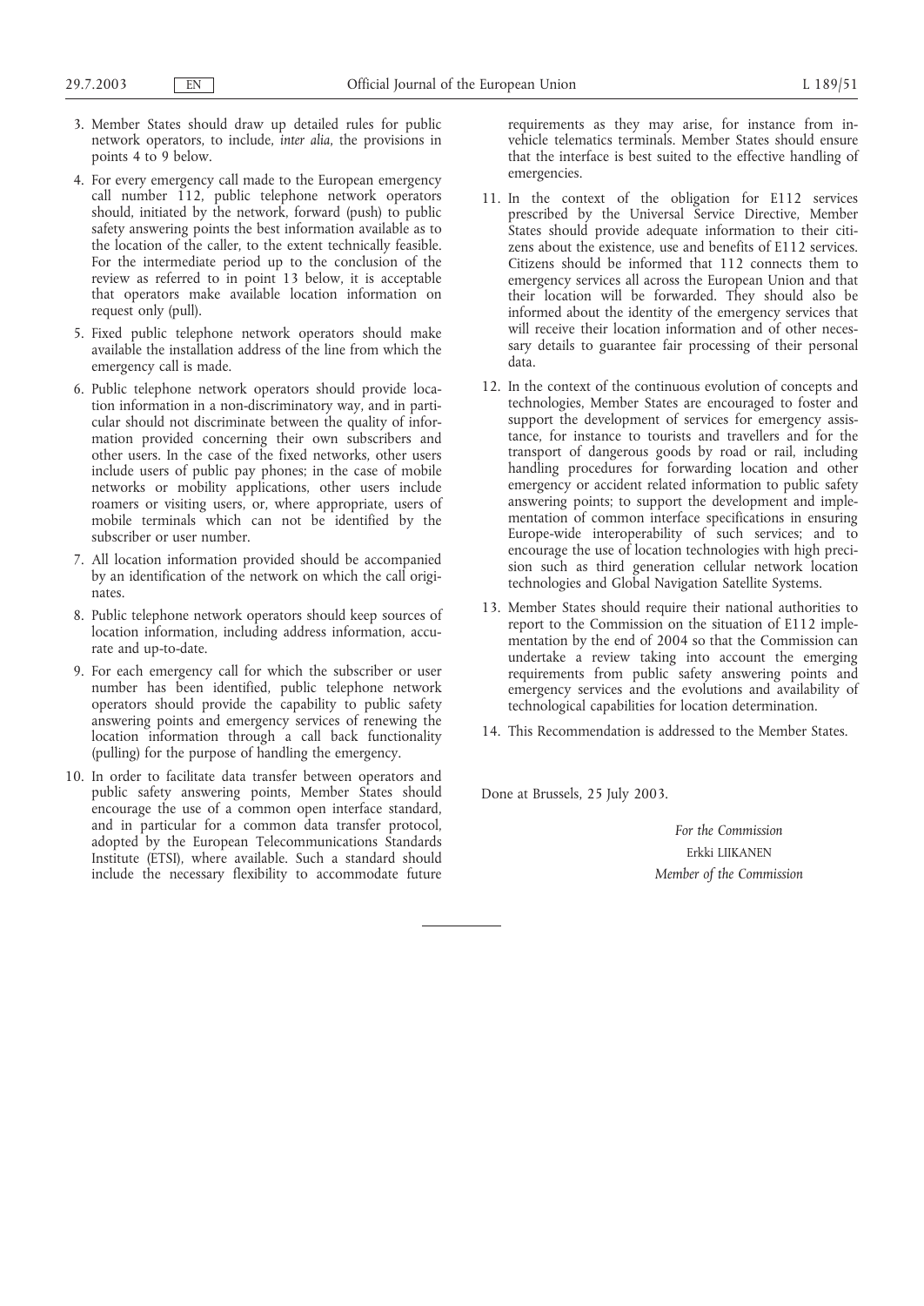3. Member States should draw up detailed rules for public network operators, to include, *inter alia*, the provisions in points 4 to 9 below.

4. For every emergency call made to the European emergency call number 112, public telephone network operators should, initiated by the network, forward (push) to public safety answering points the best information available as to the location of the caller, to the extent technically feasible. For the intermediate period up to the conclusion of the review as referred to in point 13 below, it is acceptable that operators make available location information on request only (pull).

5. Fixed public telephone network operators should make available the installation address of the line from which the emergency call is made.

6. Public telephone network operators should provide location information in a non-discriminatory way, and in particular should not discriminate between the quality of information provided concerning their own subscribers and other users. In the case of the fixed networks, other users include users of public pay phones; in the case of mobile networks or mobility applications, other users include roamers or visiting users, or, where appropriate, users of mobile terminals which can not be identified by the subscriber or user number.

7. All location information provided should be accompanied by an identification of the network on which the call originates.

8. Public telephone network operators should keep sources of location information, including address information, accurate and up-to-date.

9. For each emergency call for which the subscriber or user number has been identified, public telephone network operators should provide the capability to public safety answering points and emergency services of renewing the location information through a call back functionality (pulling) for the purpose of handling the emergency.

10. In order to facilitate data transfer between operators and public safety answering points, Member States should encourage the use of a common open interface standard, and in particular for a common data transfer protocol, adopted by the European Telecommunications Standards Institute (ETSI), where available. Such a standard should include the necessary flexibility to accommodate future requirements as they may arise, for instance from in-vehicle telematics terminals. Member States should ensure that the interface is best suited to the effective handling of emergencies.

11. In the context of the obligation for E112 services prescribed by the Universal Service Directive, Member States should provide adequate information to their citizens about the existence, use and benefits of E112 services. Citizens should be informed that 112 connects them to emergency services all across the European Union and that their location will be forwarded. They should also be informed about the identity of the emergency services that will receive their location information and of other necessary details to guarantee fair processing of their personal data.

12. In the context of the continuous evolution of concepts and technologies, Member States are encouraged to foster and support the development of services for emergency assistance, for instance to tourists and travellers and for the transport of dangerous goods by road or rail, including handling procedures for forwarding location and other emergency or accident related information to public safety answering points; to support the development and implementation of common interface specifications in ensuring Europe-wide interoperability of such services; and to encourage the use of location technologies with high precision such as third generation cellular network location technologies and Global Navigation Satellite Systems.

13. Member States should require their national authorities to report to the Commission on the situation of E112 implementation by the end of 2004 so that the Commission can undertake a review taking into account the emerging requirements from public safety answering points and emergency services and the evolutions and availability of technological capabilities for location determination.

14. This Recommendation is addressed to the Member States.

Done at Brussels, 25 July 2003.

*For the Commission*

Erkki LIIKANEN

*Member of the Commission*